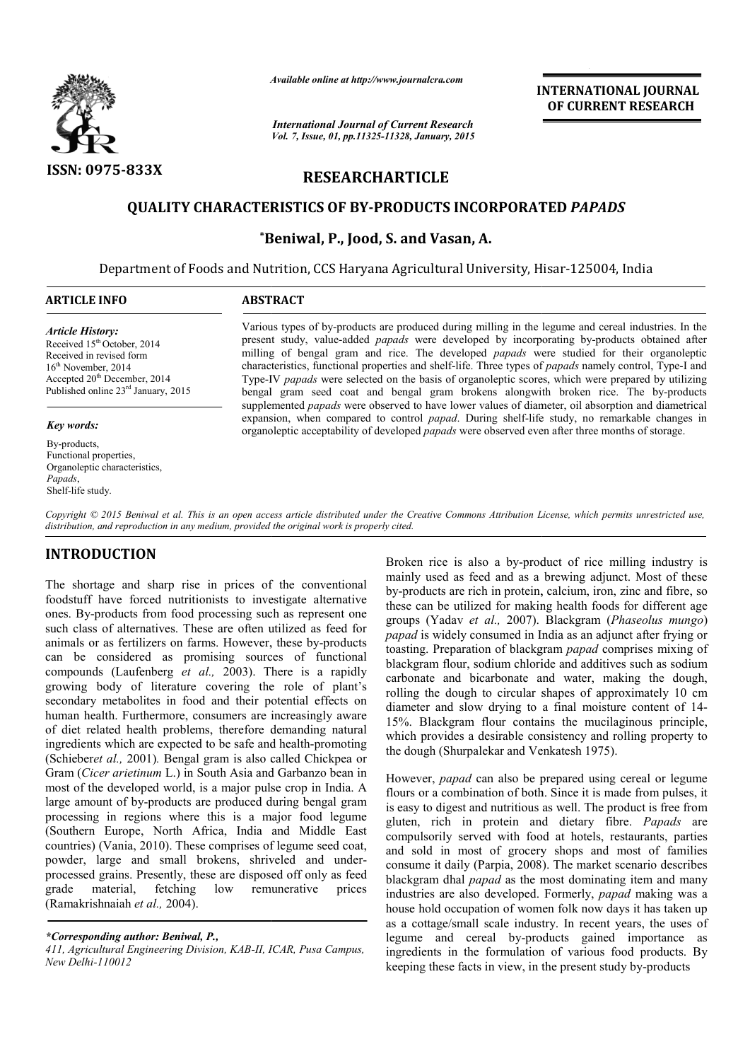ISSN: 0975-833X

# QUALITY CHARACTERISTICS OF BY-PRODUCTS INCORPORATED *PAPADS*

**RESEARCHARTICLE**

**\*Beniwal, P., Jood, S. and Vasan, A.**

Department of Foods and Nutrition, CCS Haryana Agricultural University, Hisar-125004, India

**ARTICLE INFO**

*Article History:*

Received 15th October, 2014
Received in revised form
16th November, 2014
Accepted 20th December, 2014
Published online 23rd January, 2015

*Key words:*

By-products,
Functional properties,
Organoleptic characteristics,
*Papads*,
Shelf-life study.

**ABSTRACT**

Various types of by-products are produced during milling in the legume and cereal industries. In the present study, value-added *papads* were developed by incorporating by-products obtained after milling of bengal gram and rice. The developed *papads* were studied for their organoleptic characteristics, functional properties and shelf-life. Three types of *papads* namely control, Type-I and Type-IV *papads* were selected on the basis of organoleptic scores, which were prepared by utilizing bengal gram seed coat and bengal gram brokens alongwith broken rice. The by-products supplemented *papads* were observed to have lower values of diameter, oil absorption and diametrical expansion, when compared to control *papad*. During shelf-life study, no remarkable changes in organoleptic acceptability of developed *papads* were observed even after three months of storage.

*Copyright © 2015 Beniwal et al. This is an open access article distributed under the Creative Commons Attribution License, which permits unrestricted use, distribution, and reproduction in any medium, provided the original work is properly cited.*

## INTRODUCTION

The shortage and sharp rise in prices of the conventional foodstuff have forced nutritionists to investigate alternative ones. By-products from food processing such as represent one such class of alternatives. These are often utilized as feed for animals or as fertilizers on farms. However, these by-products can be considered as promising sources of functional compounds (Laufenberg *et al.,* 2003). There is a rapidly growing body of literature covering the role of plant's secondary metabolites in food and their potential effects on human health. Furthermore, consumers are increasingly aware of diet related health problems, therefore demanding natural ingredients which are expected to be safe and health-promoting (Schieber*et al.,* 2001). Bengal gram is also called Chickpea or Gram (*Cicer arietinum* L.) in South Asia and Garbanzo bean in most of the developed world, is a major pulse crop in India. A large amount of by-products are produced during bengal gram processing in regions where this is a major food legume (Southern Europe, North Africa, India and Middle East countries) (Vania, 2010). These comprises of legume seed coat, powder, large and small brokens, shriveled and under-processed grains. Presently, these are disposed off only as feed grade material, fetching low remunerative prices (Ramakrishnaiah *et al.,* 2004).

Broken rice is also a by-product of rice milling industry is mainly used as feed and as a brewing adjunct. Most of these by-products are rich in protein, calcium, iron, zinc and fibre, so these can be utilized for making health foods for different age groups (Yadav *et al.,* 2007). Blackgram (*Phaseolus mungo*) *papad* is widely consumed in India as an adjunct after frying or toasting. Preparation of blackgram *papad* comprises mixing of blackgram flour, sodium chloride and additives such as sodium carbonate and bicarbonate and water, making the dough, rolling the dough to circular shapes of approximately 10 cm diameter and slow drying to a final moisture content of 14-15%. Blackgram flour contains the mucilaginous principle, which provides a desirable consistency and rolling property to the dough (Shurpalekar and Venkatesh 1975).

However, *papad* can also be prepared using cereal or legume flours or a combination of both. Since it is made from pulses, it is easy to digest and nutritious as well. The product is free from gluten, rich in protein and dietary fibre. *Papads* are compulsorily served with food at hotels, restaurants, parties and sold in most of grocery shops and most of families consume it daily (Parpia, 2008). The market scenario describes blackgram dhal *papad* as the most dominating item and many industries are also developed. Formerly, *papad* making was a house hold occupation of women folk now days it has taken up as a cottage/small scale industry. In recent years, the uses of legume and cereal by-products gained importance as ingredients in the formulation of various food products. By keeping these facts in view, in the present study by-products

*\*Corresponding author: Beniwal, P.,*
*411, Agricultural Engineering Division, KAB-II, ICAR, Pusa Campus, New Delhi-110012*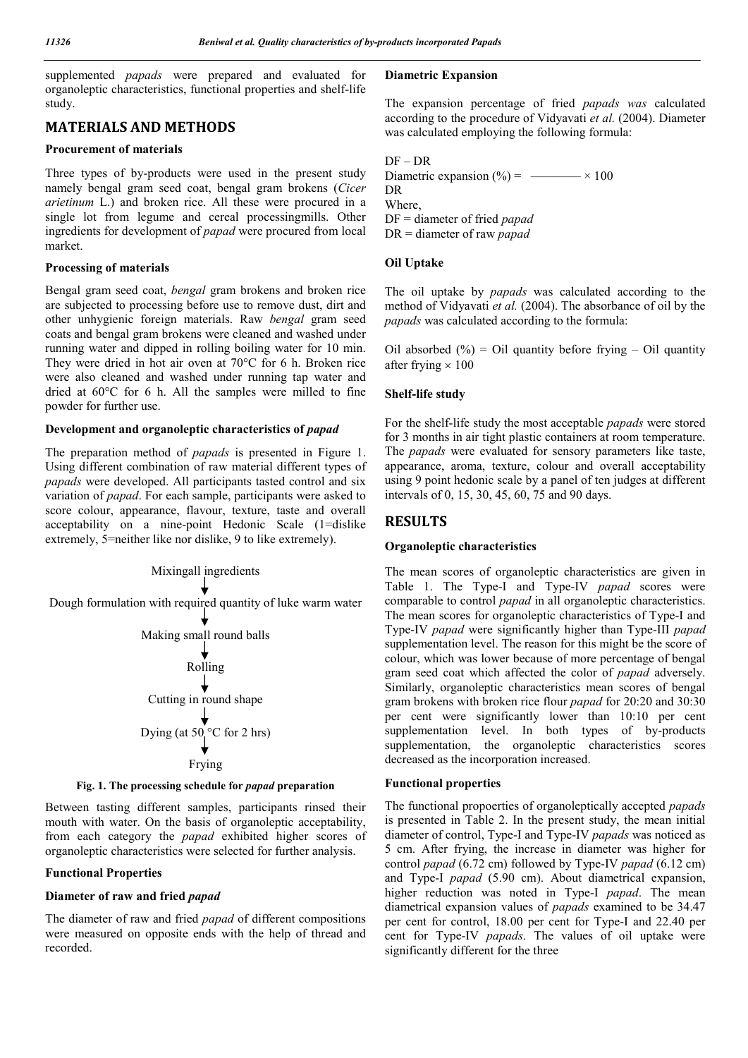supplemented *papads* were prepared and evaluated for organoleptic characteristics, functional properties and shelf-life study.

## MATERIALS AND METHODS

### Procurement of materials

Three types of by-products were used in the present study namely bengal gram seed coat, bengal gram brokens (*Cicer arietinum* L.) and broken rice. All these were procured in a single lot from legume and cereal processingmills. Other ingredients for development of *papad* were procured from local market.

### Processing of materials

Bengal gram seed coat, *bengal* gram brokens and broken rice are subjected to processing before use to remove dust, dirt and other unhygienic foreign materials. Raw *bengal* gram seed coats and bengal gram brokens were cleaned and washed under running water and dipped in rolling boiling water for 10 min. They were dried in hot air oven at 70°C for 6 h. Broken rice were also cleaned and washed under running tap water and dried at 60°C for 6 h. All the samples were milled to fine powder for further use.

### Development and organoleptic characteristics of *papad*

The preparation method of *papads* is presented in Figure 1. Using different combination of raw material different types of *papads* were developed. All participants tasted control and six variation of *papad*. For each sample, participants were asked to score colour, appearance, flavour, texture, taste and overall acceptability on a nine-point Hedonic Scale (1=dislike extremely, 5=neither like nor dislike, 9 to like extremely).

Mixingall ingredients
↓
Dough formulation with required quantity of luke warm water
↓
Making small round balls
↓
Rolling
↓
Cutting in round shape
↓
Dying (at 50 °C for 2 hrs)
↓
Frying

**Fig. 1. The processing schedule for *papad* preparation**

Between tasting different samples, participants rinsed their mouth with water. On the basis of organoleptic acceptability, from each category the *papad* exhibited higher scores of organoleptic characteristics were selected for further analysis.

### Functional Properties

### Diameter of raw and fried *papad*

The diameter of raw and fried *papad* of different compositions were measured on opposite ends with the help of thread and recorded.

### Diametric Expansion

The expansion percentage of fried *papads was* calculated according to the procedure of Vidyavati *et al.* (2004). Diameter was calculated employing the following formula:

$$\text{Diametric expansion (\%)} = \frac{DF - DR}{DR} \times 100$$

Where,
DF = diameter of fried *papad*
DR = diameter of raw *papad*

### Oil Uptake

The oil uptake by *papads* was calculated according to the method of Vidyavati *et al.* (2004). The absorbance of oil by the *papads* was calculated according to the formula:

Oil absorbed (%) = Oil quantity before frying – Oil quantity after frying × 100

### Shelf-life study

For the shelf-life study the most acceptable *papads* were stored for 3 months in air tight plastic containers at room temperature. The *papads* were evaluated for sensory parameters like taste, appearance, aroma, texture, colour and overall acceptability using 9 point hedonic scale by a panel of ten judges at different intervals of 0, 15, 30, 45, 60, 75 and 90 days.

## RESULTS

### Organoleptic characteristics

The mean scores of organoleptic characteristics are given in Table 1. The Type-I and Type-IV *papad* scores were comparable to control *papad* in all organoleptic characteristics. The mean scores for organoleptic characteristics of Type-I and Type-IV *papad* were significantly higher than Type-III *papad* supplementation level. The reason for this might be the score of colour, which was lower because of more percentage of bengal gram seed coat which affected the color of *papad* adversely. Similarly, organoleptic characteristics mean scores of bengal gram brokens with broken rice flour *papad* for 20:20 and 30:30 per cent were significantly lower than 10:10 per cent supplementation level. In both types of by-products supplementation, the organoleptic characteristics scores decreased as the incorporation increased.

### Functional properties

The functional propoerties of organoleptically accepted *papads* is presented in Table 2. In the present study, the mean initial diameter of control, Type-I and Type-IV *papads* was noticed as 5 cm. After frying, the increase in diameter was higher for control *papad* (6.72 cm) followed by Type-IV *papad* (6.12 cm) and Type-I *papad* (5.90 cm). About diametrical expansion, higher reduction was noted in Type-I *papad*. The mean diametrical expansion values of *papads* examined to be 34.47 per cent for control, 18.00 per cent for Type-I and 22.40 per cent for Type-IV *papads*. The values of oil uptake were significantly different for the three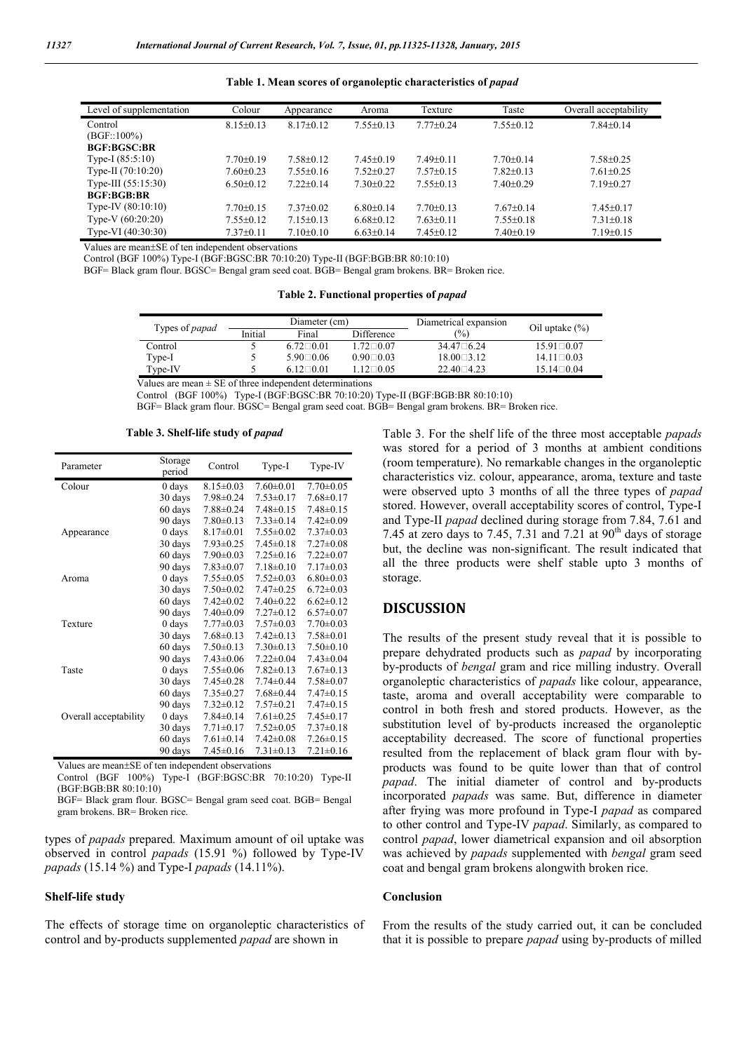**Table 1. Mean scores of organoleptic characteristics of *papad***

| Level of supplementation | Colour | Appearance | Aroma | Texture | Taste | Overall acceptability |
|---|---|---|---|---|---|---|
| Control (BGF::100%) | 8.15±0.13 | 8.17±0.12 | 7.55±0.13 | 7.77±0.24 | 7.55±0.12 | 7.84±0.14 |
| **BGF:BGSC:BR** | | | | | | |
| Type-I (85:5:10) | 7.70±0.19 | 7.58±0.12 | 7.45±0.19 | 7.49±0.11 | 7.70±0.14 | 7.58±0.25 |
| Type-II (70:10:20) | 7.60±0.23 | 7.55±0.16 | 7.52±0.27 | 7.57±0.15 | 7.82±0.13 | 7.61±0.25 |
| Type-III (55:15:30) | 6.50±0.12 | 7.22±0.14 | 7.30±0.22 | 7.55±0.13 | 7.40±0.29 | 7.19±0.27 |
| **BGF:BGB:BR** | | | | | | |
| Type-IV (80:10:10) | 7.70±0.15 | 7.37±0.02 | 6.80±0.14 | 7.70±0.13 | 7.67±0.14 | 7.45±0.17 |
| Type-V (60:20:20) | 7.55±0.12 | 7.15±0.13 | 6.68±0.12 | 7.63±0.11 | 7.55±0.18 | 7.31±0.18 |
| Type-VI (40:30:30) | 7.37±0.11 | 7.10±0.10 | 6.63±0.14 | 7.45±0.12 | 7.40±0.19 | 7.19±0.15 |

Values are mean±SE of ten independent observations

Control (BGF 100%) Type-I (BGF:BGSC:BR 70:10:20) Type-II (BGF:BGB:BR 80:10:10)

BGF= Black gram flour. BGSC= Bengal gram seed coat. BGB= Bengal gram brokens. BR= Broken rice.

**Table 2. Functional properties of *papad***

| Types of *papad* | Diameter (cm) | | | Diametrical expansion (%) | Oil uptake (%) |
|---|---|---|---|---|---|
| | Initial | Final | Difference | | |
| Control | 5 | 6.72±0.01 | 1.72±0.07 | 34.47±6.24 | 15.91±0.07 |
| Type-I | 5 | 5.90±0.06 | 0.90±0.03 | 18.00±3.12 | 14.11±0.03 |
| Type-IV | 5 | 6.12±0.01 | 1.12±0.05 | 22.40±4.23 | 15.14±0.04 |

Values are mean ± SE of three independent determinations

Control (BGF 100%) Type-I (BGF:BGSC:BR 70:10:20) Type-II (BGF:BGB:BR 80:10:10)

BGF= Black gram flour. BGSC= Bengal gram seed coat. BGB= Bengal gram brokens. BR= Broken rice.

**Table 3. Shelf-life study of *papad***

| Parameter | Storage period | Control | Type-I | Type-IV |
|---|---|---|---|---|
| Colour | 0 days | 8.15±0.03 | 7.60±0.01 | 7.70±0.05 |
| | 30 days | 7.98±0.24 | 7.53±0.17 | 7.68±0.17 |
| | 60 days | 7.88±0.24 | 7.48±0.15 | 7.48±0.15 |
| | 90 days | 7.80±0.13 | 7.33±0.14 | 7.42±0.09 |
| Appearance | 0 days | 8.17±0.01 | 7.55±0.02 | 7.37±0.03 |
| | 30 days | 7.93±0.25 | 7.45±0.18 | 7.27±0.08 |
| | 60 days | 7.90±0.03 | 7.25±0.16 | 7.22±0.07 |
| | 90 days | 7.83±0.07 | 7.18±0.10 | 7.17±0.03 |
| Aroma | 0 days | 7.55±0.05 | 7.52±0.03 | 6.80±0.03 |
| | 30 days | 7.50±0.02 | 7.47±0.25 | 6.72±0.03 |
| | 60 days | 7.42±0.02 | 7.40±0.22 | 6.62±0.12 |
| | 90 days | 7.40±0.09 | 7.27±0.12 | 6.57±0.07 |
| Texture | 0 days | 7.77±0.03 | 7.57±0.03 | 7.70±0.03 |
| | 30 days | 7.68±0.13 | 7.42±0.13 | 7.58±0.01 |
| | 60 days | 7.50±0.13 | 7.30±0.13 | 7.50±0.10 |
| | 90 days | 7.43±0.06 | 7.22±0.04 | 7.43±0.04 |
| Taste | 0 days | 7.55±0.06 | 7.82±0.13 | 7.67±0.13 |
| | 30 days | 7.45±0.28 | 7.74±0.44 | 7.58±0.07 |
| | 60 days | 7.35±0.27 | 7.68±0.44 | 7.47±0.15 |
| | 90 days | 7.32±0.12 | 7.57±0.21 | 7.47±0.15 |
| Overall acceptability | 0 days | 7.84±0.14 | 7.61±0.25 | 7.45±0.17 |
| | 30 days | 7.71±0.17 | 7.52±0.05 | 7.37±0.18 |
| | 60 days | 7.61±0.14 | 7.42±0.08 | 7.26±0.15 |
| | 90 days | 7.45±0.16 | 7.31±0.13 | 7.21±0.16 |

Values are mean±SE of ten independent observations

Control (BGF 100%) Type-I (BGF:BGSC:BR 70:10:20) Type-II (BGF:BGB:BR 80:10:10)

BGF= Black gram flour. BGSC= Bengal gram seed coat. BGB= Bengal gram brokens. BR= Broken rice.

types of *papads* prepared. Maximum amount of oil uptake was observed in control *papads* (15.91 %) followed by Type-IV *papads* (15.14 %) and Type-I *papads* (14.11%).

### Shelf-life study

The effects of storage time on organoleptic characteristics of control and by-products supplemented *papad* are shown in Table 3. For the shelf life of the three most acceptable *papads* was stored for a period of 3 months at ambient conditions (room temperature). No remarkable changes in the organoleptic characteristics viz. colour, appearance, aroma, texture and taste were observed upto 3 months of all the three types of *papad* stored. However, overall acceptability scores of control, Type-I and Type-II *papad* declined during storage from 7.84, 7.61 and 7.45 at zero days to 7.45, 7.31 and 7.21 at 90th days of storage but, the decline was non-significant. The result indicated that all the three products were shelf stable upto 3 months of storage.

## DISCUSSION

The results of the present study reveal that it is possible to prepare dehydrated products such as *papad* by incorporating by-products of *bengal* gram and rice milling industry. Overall organoleptic characteristics of *papads* like colour, appearance, taste, aroma and overall acceptability were comparable to control in both fresh and stored products. However, as the substitution level of by-products increased the organoleptic acceptability decreased. The score of functional properties resulted from the replacement of black gram flour with by-products was found to be quite lower than that of control *papad*. The initial diameter of control and by-products incorporated *papads* was same. But, difference in diameter after frying was more profound in Type-I *papad* as compared to other control and Type-IV *papad*. Similarly, as compared to control *papad*, lower diametrical expansion and oil absorption was achieved by *papads* supplemented with *bengal* gram seed coat and bengal gram brokens alongwith broken rice.

### Conclusion

From the results of the study carried out, it can be concluded that it is possible to prepare *papad* using by-products of milled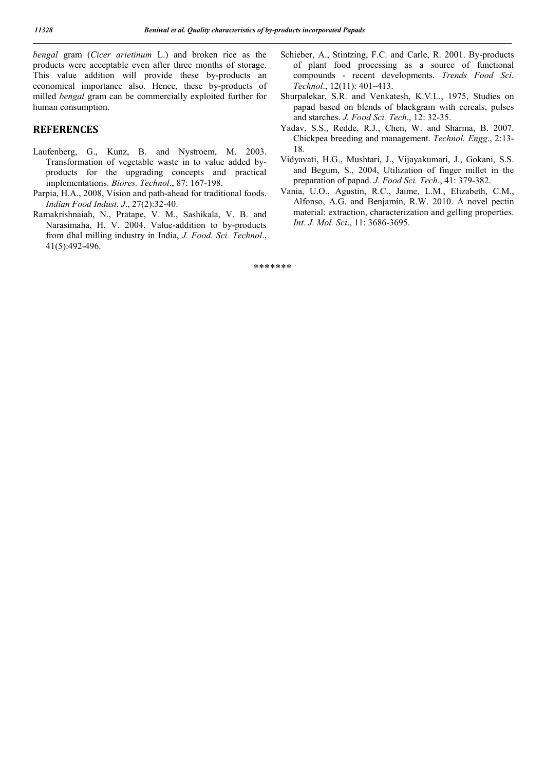*bengal* gram (*Cicer arietinum* L.) and broken rice as the products were acceptable even after three months of storage. This value addition will provide these by-products an economical importance also. Hence, these by-products of milled *bengal* gram can be commercially exploited further for human consumption.

## REFERENCES

Laufenberg, G., Kunz, B. and Nystroem, M. 2003. Transformation of vegetable waste in to value added by-products for the upgrading concepts and practical implementations. *Biores. Technol*., 87: 167-198.

Parpia, H.A., 2008, Vision and path-ahead for traditional foods. *Indian Food Indust. J*., 27(2):32-40.

Ramakrishnaiah, N., Pratape, V. M., Sashikala, V. B. and Narasimaha, H. V. 2004. Value-addition to by-products from dhal milling industry in India, *J. Food. Sci. Technol*., 41(5):492-496.

Schieber, A., Stintzing, F.C. and Carle, R. 2001. By-products of plant food processing as a source of functional compounds - recent developments. *Trends Food Sci. Technol*., 12(11): 401–413.

Shurpalekar, S.R. and Venkatesh, K.V.L., 1975, Studies on papad based on blends of blackgram with cereals, pulses and starches. *J. Food Sci. Tech*., 12: 32-35.

Yadav, S.S., Redde, R.J., Chen, W. and Sharma, B. 2007. Chickpea breeding and management. *Technol. Engg*., 2:13-18.

Vidyavati, H.G., Mushtari, J., Vijayakumari, J., Gokani, S.S. and Begum, S., 2004, Utilization of finger millet in the preparation of papad. *J. Food Sci. Tech*., 41: 379-382.

Vania, U.O., Agustin, R.C., Jaime, L.M., Elizabeth, C.M., Alfonso, A.G. and Benjamín, R.W. 2010. A novel pectin material: extraction, characterization and gelling properties. *Int. J. Mol. Sci*., 11: 3686-3695.

*******